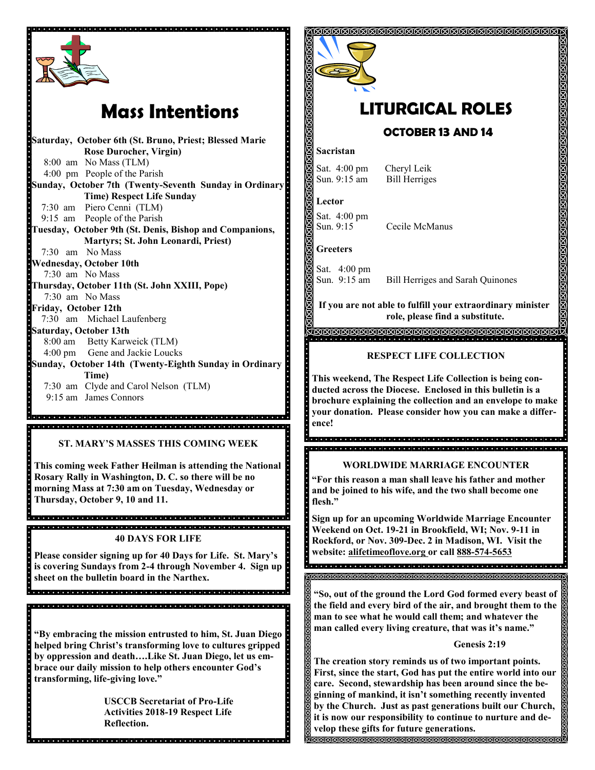# Mass Intentions

**Saturday, October 6th (St. Bruno, Priest; Blessed Marie Rose Durocher, Virgin)**
8:00 am No Mass (TLM)
4:00 pm People of the Parish

**Sunday, October 7th (Twenty-Seventh Sunday in Ordinary Time) Respect Life Sunday**
7:30 am Piero Cenni (TLM)
9:15 am People of the Parish

**Tuesday, October 9th (St. Denis, Bishop and Companions, Martyrs; St. John Leonardi, Priest)**
7:30 am No Mass

**Wednesday, October 10th**
7:30 am No Mass

**Thursday, October 11th (St. John XXIII, Pope)**
7:30 am No Mass

**Friday, October 12th**
7:30 am Michael Laufenberg

**Saturday, October 13th**
8:00 am Betty Karweick (TLM)
4:00 pm Gene and Jackie Loucks

**Sunday, October 14th (Twenty-Eighth Sunday in Ordinary Time)**
7:30 am Clyde and Carol Nelson (TLM)
9:15 am James Connors

### ST. MARY'S MASSES THIS COMING WEEK

**This coming week Father Heilman is attending the National Rosary Rally in Washington, D. C. so there will be no morning Mass at 7:30 am on Tuesday, Wednesday or Thursday, October 9, 10 and 11.**

### 40 DAYS FOR LIFE

**Please consider signing up for 40 Days for Life. St. Mary's is covering Sundays from 2-4 through November 4. Sign up sheet on the bulletin board in the Narthex.**

**"By embracing the mission entrusted to him, St. Juan Diego helped bring Christ's transforming love to cultures gripped by oppression and death….Like St. Juan Diego, let us embrace our daily mission to help others encounter God's transforming, life-giving love."**

**USCCB Secretariat of Pro-Life Activities 2018-19 Respect Life Reflection.**

# LITURGICAL ROLES

## OCTOBER 13 AND 14

**Sacristan**
Sat. 4:00 pm Cheryl Leik
Sun. 9:15 am Bill Herriges

**Lector**
Sat. 4:00 pm
Sun. 9:15 Cecile McManus

**Greeters**
Sat. 4:00 pm
Sun. 9:15 am Bill Herriges and Sarah Quinones

**If you are not able to fulfill your extraordinary minister role, please find a substitute.**

### RESPECT LIFE COLLECTION

**This weekend, The Respect Life Collection is being conducted across the Diocese. Enclosed in this bulletin is a brochure explaining the collection and an envelope to make your donation. Please consider how you can make a difference!**

### WORLDWIDE MARRIAGE ENCOUNTER

**"For this reason a man shall leave his father and mother and be joined to his wife, and the two shall become one flesh."**

**Sign up for an upcoming Worldwide Marriage Encounter Weekend on Oct. 19-21 in Brookfield, WI; Nov. 9-11 in Rockford, or Nov. 309-Dec. 2 in Madison, WI. Visit the website: alifetimeoflove.org or call 888-574-5653**

**"So, out of the ground the Lord God formed every beast of the field and every bird of the air, and brought them to the man to see what he would call them; and whatever the man called every living creature, that was it's name."**

**Genesis 2:19**

**The creation story reminds us of two important points. First, since the start, God has put the entire world into our care. Second, stewardship has been around since the beginning of mankind, it isn't something recently invented by the Church. Just as past generations built our Church, it is now our responsibility to continue to nurture and develop these gifts for future generations.**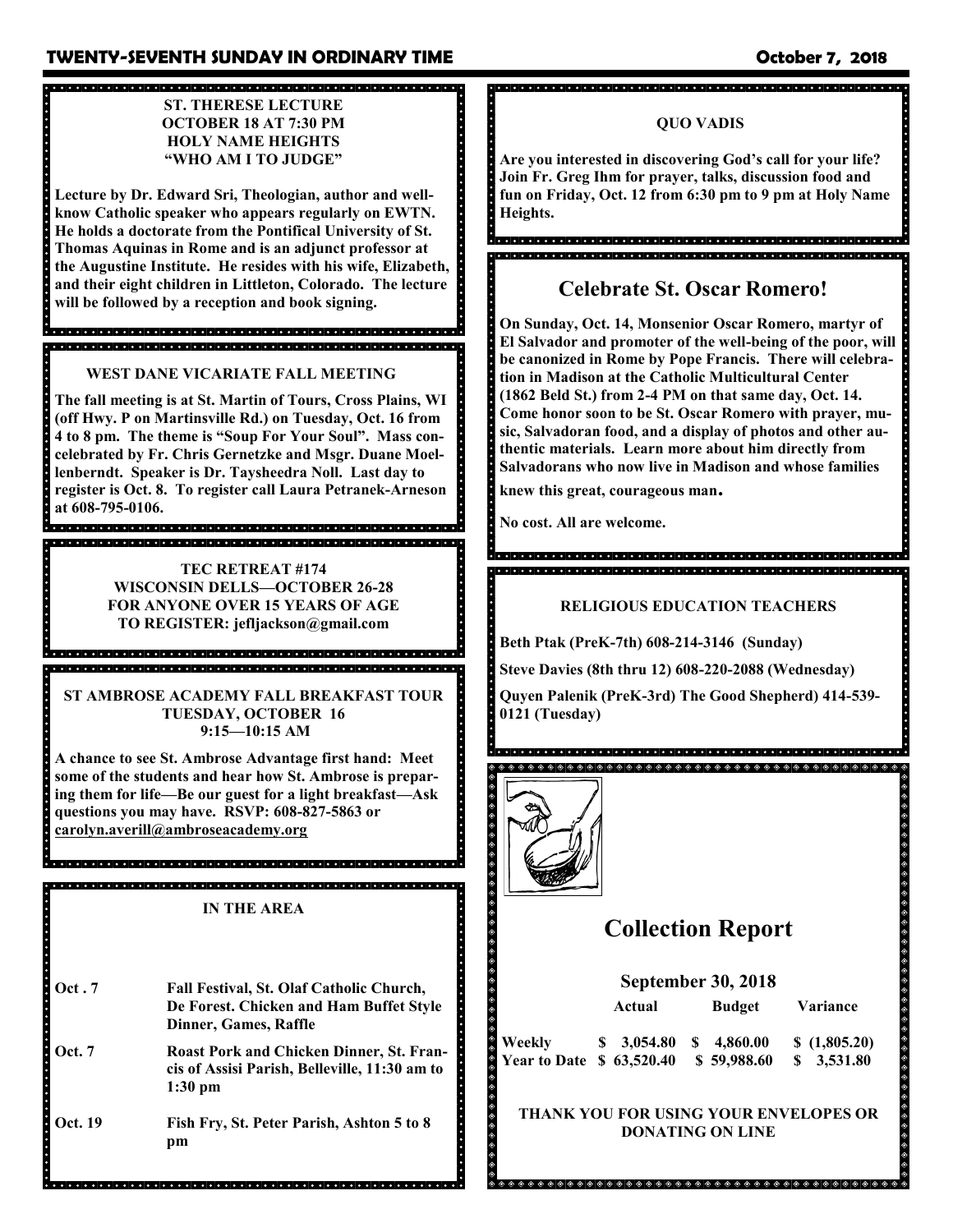## ST. THERESE LECTURE
## OCTOBER 18 AT 7:30 PM
## HOLY NAME HEIGHTS
## "WHO AM I TO JUDGE"

**Lecture by Dr. Edward Sri, Theologian, author and well-know Catholic speaker who appears regularly on EWTN. He holds a doctorate from the Pontifical University of St. Thomas Aquinas in Rome and is an adjunct professor at the Augustine Institute. He resides with his wife, Elizabeth, and their eight children in Littleton, Colorado. The lecture will be followed by a reception and book signing.**

## WEST DANE VICARIATE FALL MEETING

**The fall meeting is at St. Martin of Tours, Cross Plains, WI (off Hwy. P on Martinsville Rd.) on Tuesday, Oct. 16 from 4 to 8 pm. The theme is "Soup For Your Soul". Mass concelebrated by Fr. Chris Gernetzke and Msgr. Duane Moellenberndt. Speaker is Dr. Taysheedra Noll. Last day to register is Oct. 8. To register call Laura Petranek-Arneson at 608-795-0106.**

## TEC RETREAT #174
## WISCONSIN DELLS—OCTOBER 26-28
## FOR ANYONE OVER 15 YEARS OF AGE
## TO REGISTER: jefljackson@gmail.com

## ST AMBROSE ACADEMY FALL BREAKFAST TOUR
## TUESDAY, OCTOBER 16
## 9:15—10:15 AM

**A chance to see St. Ambrose Advantage first hand: Meet some of the students and hear how St. Ambrose is preparing them for life—Be our guest for a light breakfast—Ask questions you may have. RSVP: 608-827-5863 or carolyn.averill@ambroseacademy.org**

## IN THE AREA

| | |
|---|---|
| **Oct . 7** | **Fall Festival, St. Olaf Catholic Church, De Forest. Chicken and Ham Buffet Style Dinner, Games, Raffle** |
| **Oct. 7** | **Roast Pork and Chicken Dinner, St. Francis of Assisi Parish, Belleville, 11:30 am to 1:30 pm** |
| **Oct. 19** | **Fish Fry, St. Peter Parish, Ashton 5 to 8 pm** |

## QUO VADIS

**Are you interested in discovering God's call for your life? Join Fr. Greg Ihm for prayer, talks, discussion food and fun on Friday, Oct. 12 from 6:30 pm to 9 pm at Holy Name Heights.**

## Celebrate St. Oscar Romero!

**On Sunday, Oct. 14, Monsenior Oscar Romero, martyr of El Salvador and promoter of the well-being of the poor, will be canonized in Rome by Pope Francis. There will celebration in Madison at the Catholic Multicultural Center (1862 Beld St.) from 2-4 PM on that same day, Oct. 14. Come honor soon to be St. Oscar Romero with prayer, music, Salvadoran food, and a display of photos and other authentic materials. Learn more about him directly from Salvadorans who now live in Madison and whose families knew this great, courageous man.**

**No cost. All are welcome.**

## RELIGIOUS EDUCATION TEACHERS

**Beth Ptak (PreK-7th) 608-214-3146 (Sunday)**

**Steve Davies (8th thru 12) 608-220-2088 (Wednesday)**

**Quyen Palenik (PreK-3rd) The Good Shepherd) 414-539-0121 (Tuesday)**

## Collection Report

**September 30, 2018**

| | Actual | Budget | Variance |
|---|---|---|---|
| Weekly | $ 3,054.80 | $ 4,860.00 | $ (1,805.20) |
| Year to Date | $ 63,520.40 | $ 59,988.60 | $ 3,531.80 |

**THANK YOU FOR USING YOUR ENVELOPES OR DONATING ON LINE**